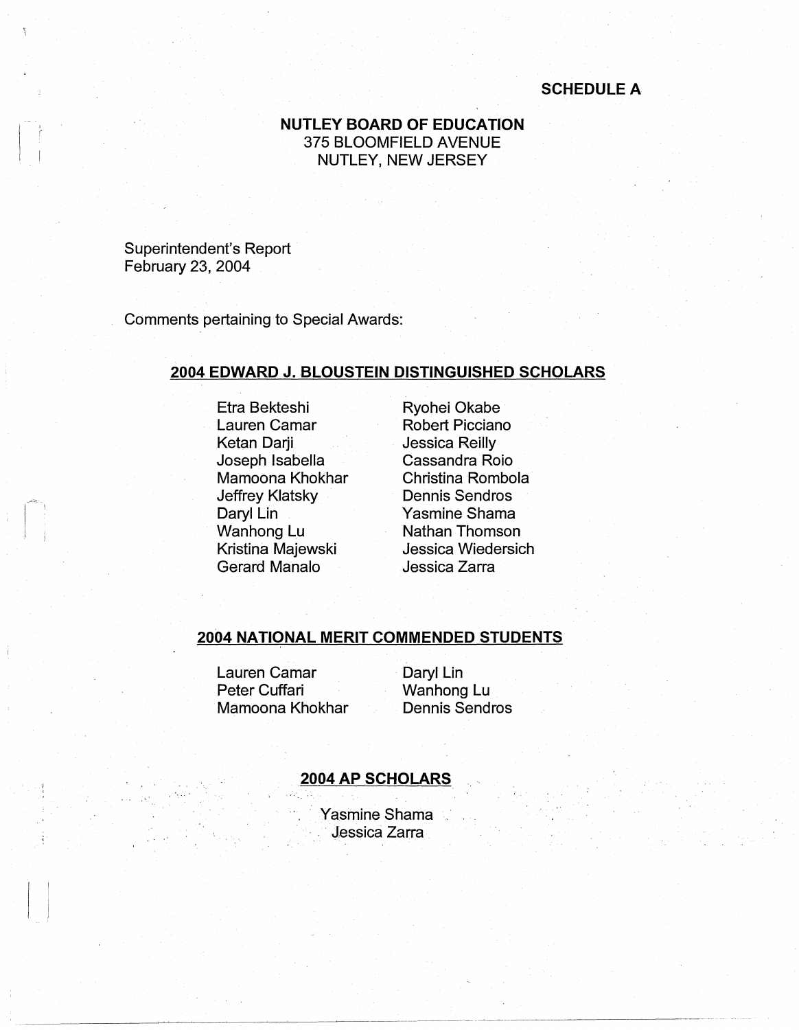**SCHEDULE A**

**NUTLEY BOARD OF EDUCATION**
375 BLOOMFIELD AVENUE
NUTLEY, NEW JERSEY

Superintendent's Report
February 23, 2004

Comments pertaining to Special Awards:

## 2004 EDWARD J. BLOUSTEIN DISTINGUISHED SCHOLARS

Etra Bekteshi
Lauren Camar
Ketan Darji
Joseph Isabella
Mamoona Khokhar
Jeffrey Klatsky
Daryl Lin
Wanhong Lu
Kristina Majewski
Gerard Manalo
Ryohei Okabe
Robert Picciano
Jessica Reilly
Cassandra Roio
Christina Rombola
Dennis Sendros
Yasmine Shama
Nathan Thomson
Jessica Wiedersich
Jessica Zarra

## 2004 NATIONAL MERIT COMMENDED STUDENTS

Lauren Camar
Peter Cuffari
Mamoona Khokhar
Daryl Lin
Wanhong Lu
Dennis Sendros

## 2004 AP SCHOLARS

Yasmine Shama
Jessica Zarra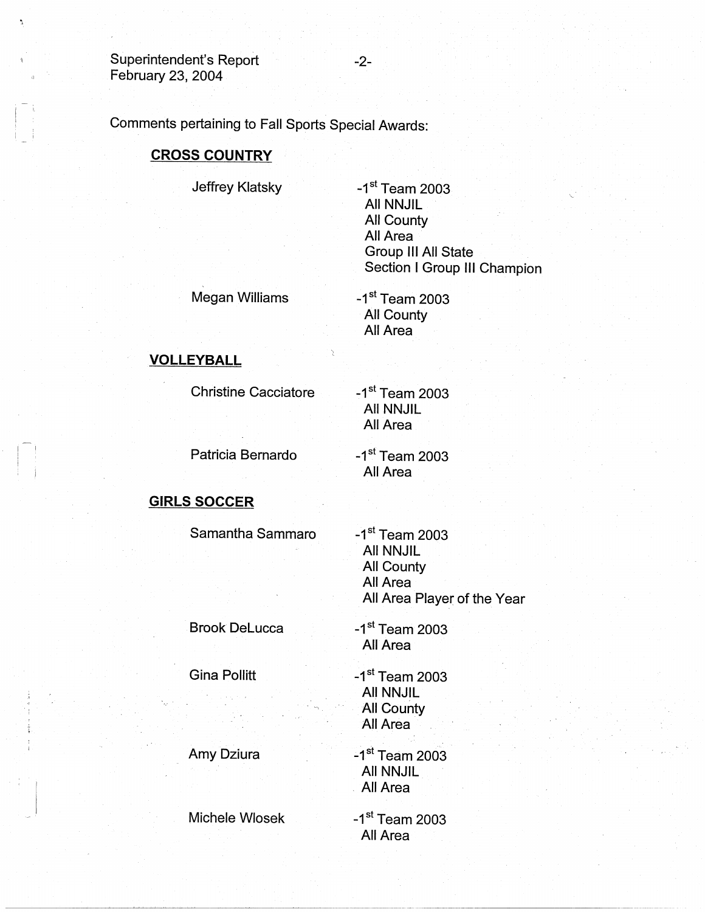Comments pertaining to Fall Sports Special Awards:

## CROSS COUNTRY

| | |
|---|---|
| Jeffrey Klatsky | -1st Team 2003<br>All NNJIL<br>All County<br>All Area<br>Group III All State<br>Section I Group III Champion |
| Megan Williams | -1st Team 2003<br>All County<br>All Area |

## VOLLEYBALL

| | |
|---|---|
| Christine Cacciatore | -1st Team 2003<br>All NNJIL<br>All Area |
| Patricia Bernardo | -1st Team 2003<br>All Area |

## GIRLS SOCCER

| | |
|---|---|
| Samantha Sammaro | -1st Team 2003<br>All NNJIL<br>All County<br>All Area<br>All Area Player of the Year |
| Brook DeLucca | -1st Team 2003<br>All Area |
| Gina Pollitt | -1st Team 2003<br>All NNJIL<br>All County<br>All Area |
| Amy Dziura | -1st Team 2003<br>All NNJIL<br>All Area |
| Michele Wlosek | -1st Team 2003<br>All Area |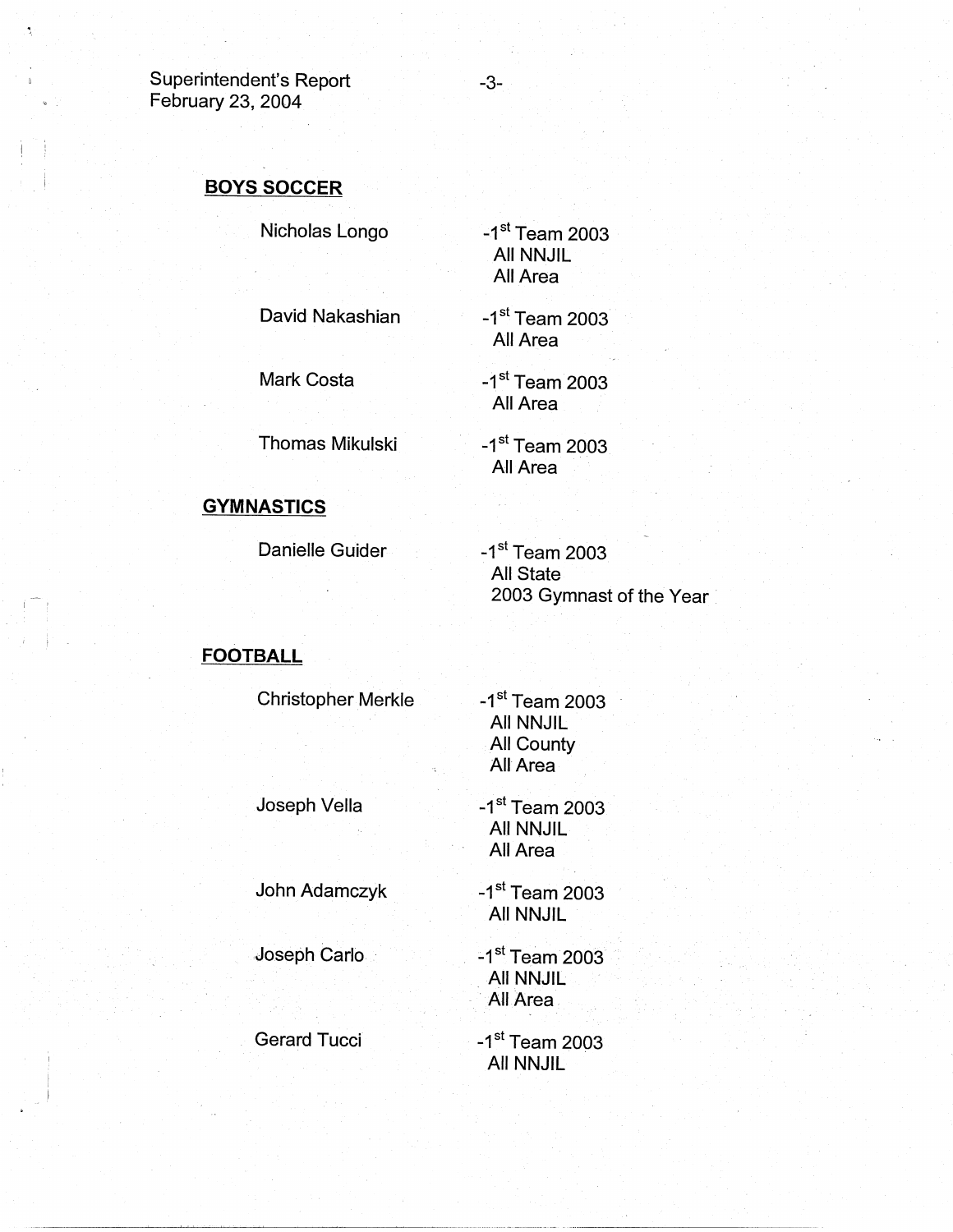## BOYS SOCCER

| | |
|---|---|
| Nicholas Longo | -1st Team 2003<br>All NNJIL<br>All Area |
| David Nakashian | -1st Team 2003<br>All Area |
| Mark Costa | -1st Team 2003<br>All Area |
| Thomas Mikulski | -1st Team 2003<br>All Area |

## GYMNASTICS

| | |
|---|---|
| Danielle Guider | -1st Team 2003<br>All State<br>2003 Gymnast of the Year |

## FOOTBALL

| | |
|---|---|
| Christopher Merkle | -1st Team 2003<br>All NNJIL<br>All County<br>All Area |
| Joseph Vella | -1st Team 2003<br>All NNJIL<br>All Area |
| John Adamczyk | -1st Team 2003<br>All NNJIL |
| Joseph Carlo | -1st Team 2003<br>All NNJIL<br>All Area |
| Gerard Tucci | -1st Team 2003<br>All NNJIL |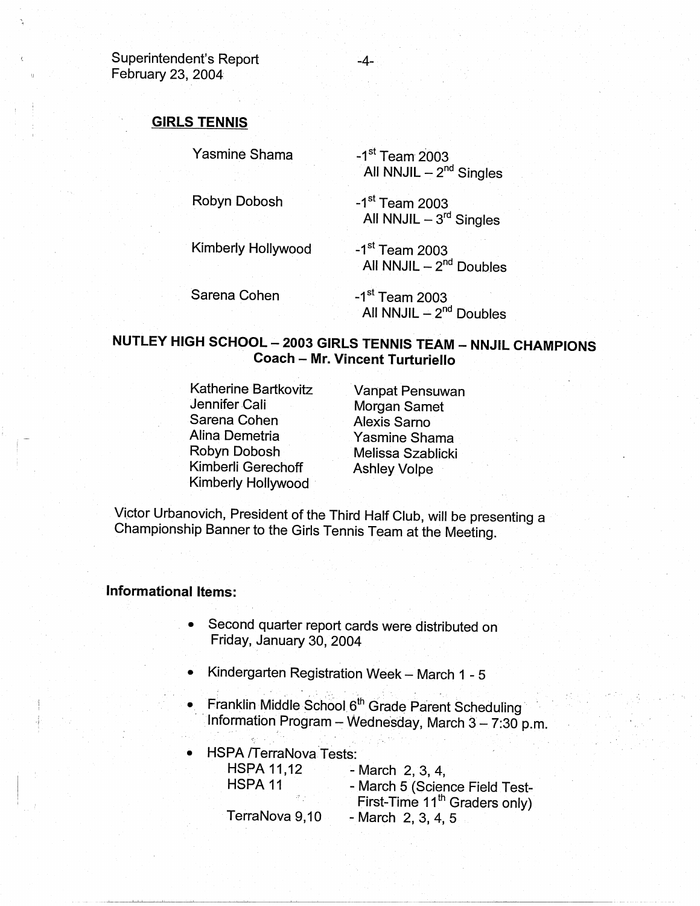## GIRLS TENNIS

| | |
|---|---|
| Yasmine Shama | -1st Team 2003 All NNJIL – 2nd Singles |
| Robyn Dobosh | -1st Team 2003 All NNJIL – 3rd Singles |
| Kimberly Hollywood | -1st Team 2003 All NNJIL – 2nd Doubles |
| Sarena Cohen | -1st Team 2003 All NNJIL – 2nd Doubles |

## NUTLEY HIGH SCHOOL – 2003 GIRLS TENNIS TEAM – NNJIL CHAMPIONS
### Coach – Mr. Vincent Turturiello

| | |
|---|---|
| Katherine Bartkovitz | Vanpat Pensuwan |
| Jennifer Cali | Morgan Samet |
| Sarena Cohen | Alexis Sarno |
| Alina Demetria | Yasmine Shama |
| Robyn Dobosh | Melissa Szablicki |
| Kimberli Gerechoff | Ashley Volpe |
| Kimberly Hollywood | |

Victor Urbanovich, President of the Third Half Club, will be presenting a Championship Banner to the Girls Tennis Team at the Meeting.

**Informational Items:**

- Second quarter report cards were distributed on Friday, January 30, 2004
- Kindergarten Registration Week – March 1 - 5
- Franklin Middle School 6th Grade Parent Scheduling Information Program – Wednesday, March 3 – 7:30 p.m.
- HSPA /TerraNova Tests:

| | |
|---|---|
| HSPA 11,12 | - March 2, 3, 4, |
| HSPA 11 | - March 5 (Science Field Test-First-Time 11th Graders only) |
| TerraNova 9,10 | - March 2, 3, 4, 5 |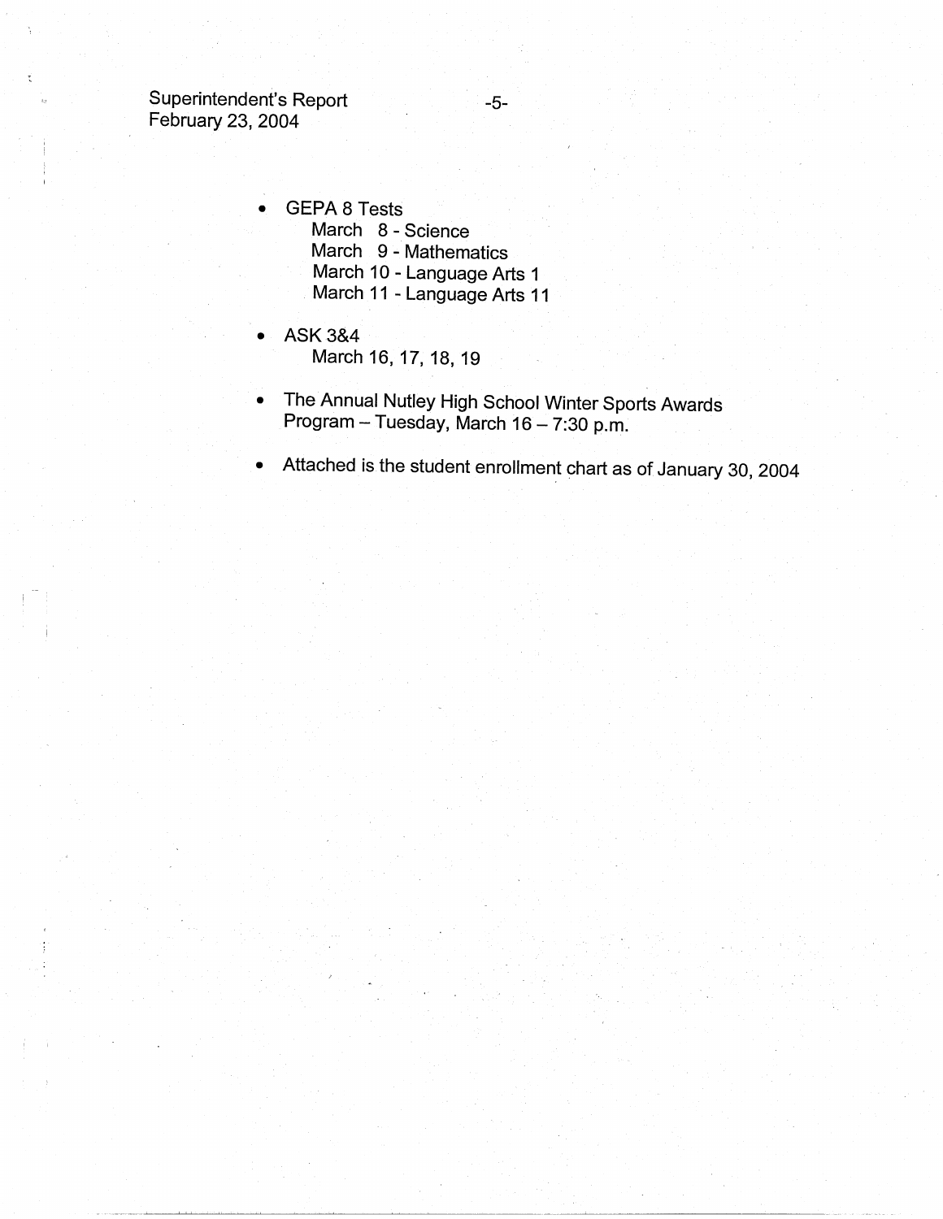- GEPA 8 Tests
  - March 8 - Science
  - March 9 - Mathematics
  - March 10 - Language Arts 1
  - March 11 - Language Arts 11

- ASK 3&4
  - March 16, 17, 18, 19

- The Annual Nutley High School Winter Sports Awards Program – Tuesday, March 16 – 7:30 p.m.

- Attached is the student enrollment chart as of January 30, 2004